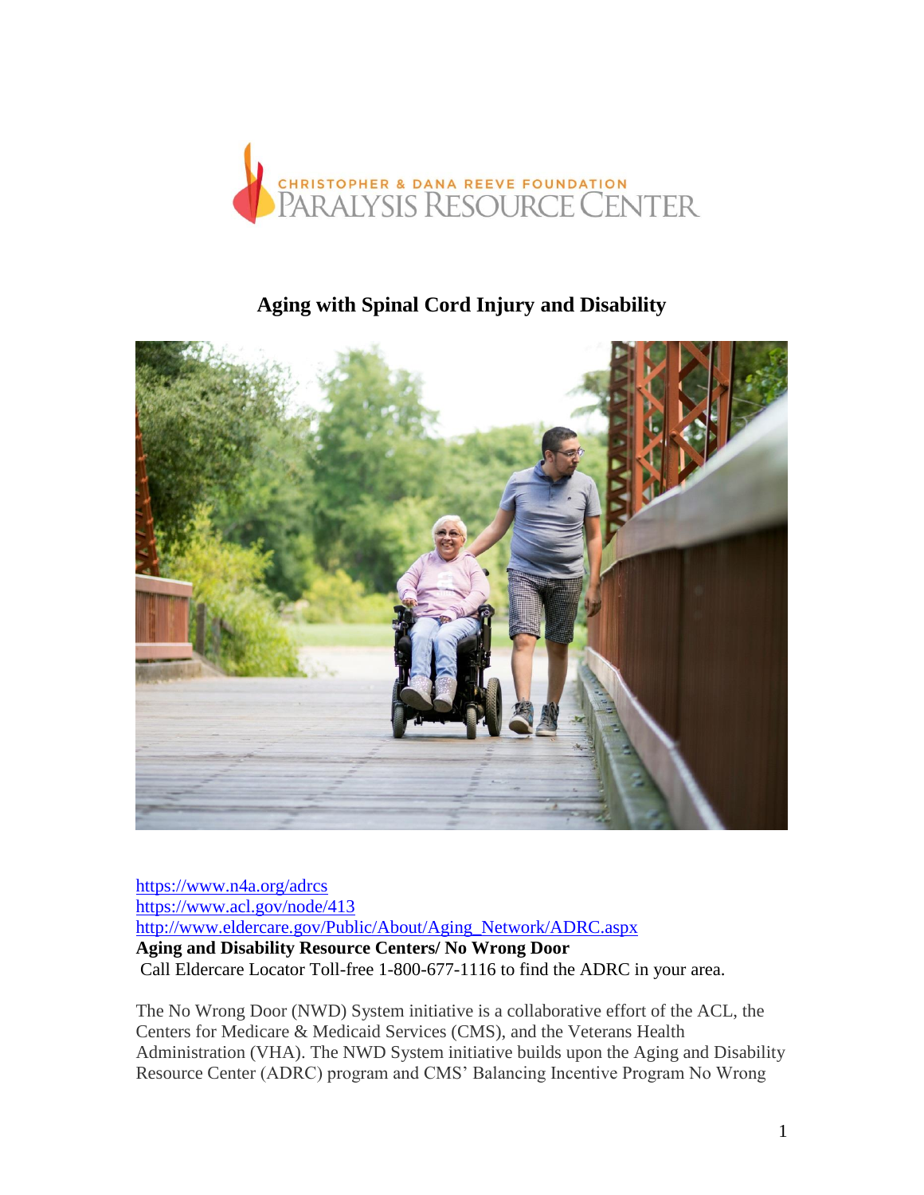CHRISTOPHER & DANA REEVE FOUNDATION
PARALYSIS RESOURCE CENTER

# Aging with Spinal Cord Injury and Disability

https://www.n4a.org/adrcs
https://www.acl.gov/node/413
http://www.eldercare.gov/Public/About/Aging_Network/ADRC.aspx

**Aging and Disability Resource Centers/ No Wrong Door**
Call Eldercare Locator Toll-free 1-800-677-1116 to find the ADRC in your area.

The No Wrong Door (NWD) System initiative is a collaborative effort of the ACL, the Centers for Medicare & Medicaid Services (CMS), and the Veterans Health Administration (VHA). The NWD System initiative builds upon the Aging and Disability Resource Center (ADRC) program and CMS' Balancing Incentive Program No Wrong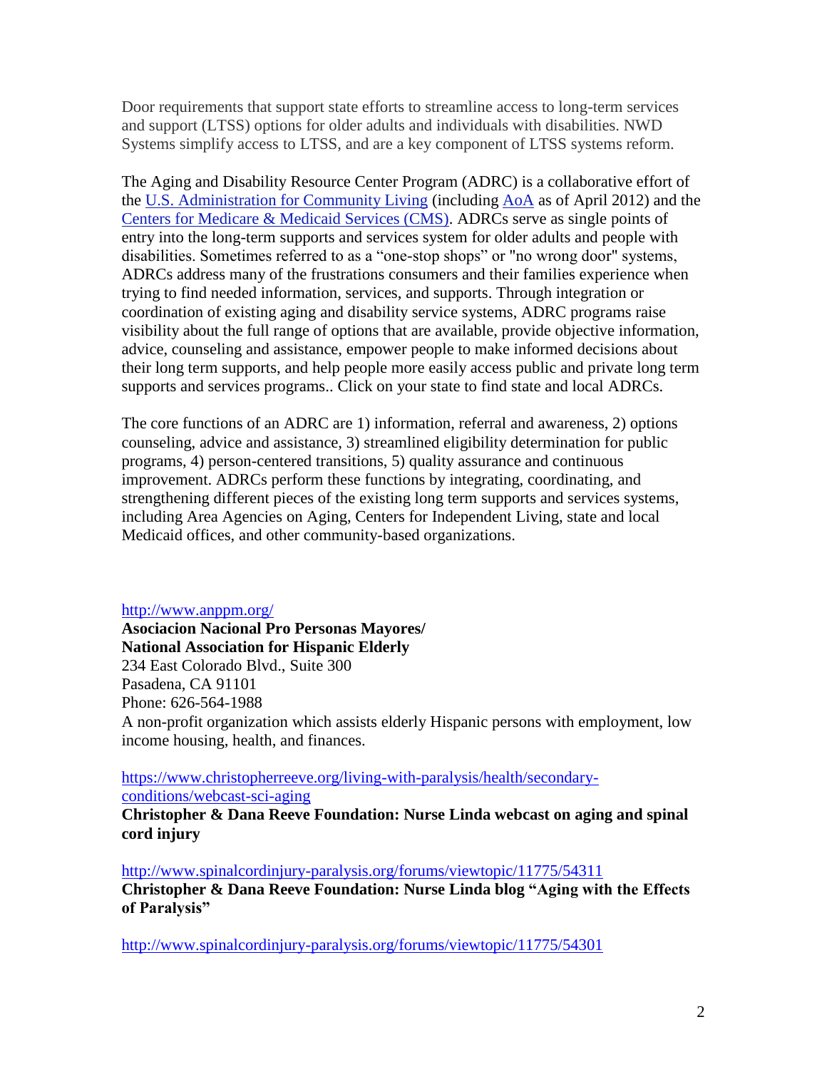Door requirements that support state efforts to streamline access to long-term services and support (LTSS) options for older adults and individuals with disabilities. NWD Systems simplify access to LTSS, and are a key component of LTSS systems reform.

The Aging and Disability Resource Center Program (ADRC) is a collaborative effort of the U.S. Administration for Community Living (including AoA as of April 2012) and the Centers for Medicare & Medicaid Services (CMS). ADRCs serve as single points of entry into the long-term supports and services system for older adults and people with disabilities. Sometimes referred to as a "one-stop shops" or "no wrong door" systems, ADRCs address many of the frustrations consumers and their families experience when trying to find needed information, services, and supports. Through integration or coordination of existing aging and disability service systems, ADRC programs raise visibility about the full range of options that are available, provide objective information, advice, counseling and assistance, empower people to make informed decisions about their long term supports, and help people more easily access public and private long term supports and services programs.. Click on your state to find state and local ADRCs.

The core functions of an ADRC are 1) information, referral and awareness, 2) options counseling, advice and assistance, 3) streamlined eligibility determination for public programs, 4) person-centered transitions, 5) quality assurance and continuous improvement. ADRCs perform these functions by integrating, coordinating, and strengthening different pieces of the existing long term supports and services systems, including Area Agencies on Aging, Centers for Independent Living, state and local Medicaid offices, and other community-based organizations.

http://www.anppm.org/
**Asociacion Nacional Pro Personas Mayores/**
**National Association for Hispanic Elderly**
234 East Colorado Blvd., Suite 300
Pasadena, CA 91101
Phone: 626-564-1988
A non-profit organization which assists elderly Hispanic persons with employment, low income housing, health, and finances.

https://www.christopherreeve.org/living-with-paralysis/health/secondary-conditions/webcast-sci-aging
**Christopher & Dana Reeve Foundation: Nurse Linda webcast on aging and spinal cord injury**

http://www.spinalcordinjury-paralysis.org/forums/viewtopic/11775/54311
**Christopher & Dana Reeve Foundation: Nurse Linda blog "Aging with the Effects of Paralysis"**

http://www.spinalcordinjury-paralysis.org/forums/viewtopic/11775/54301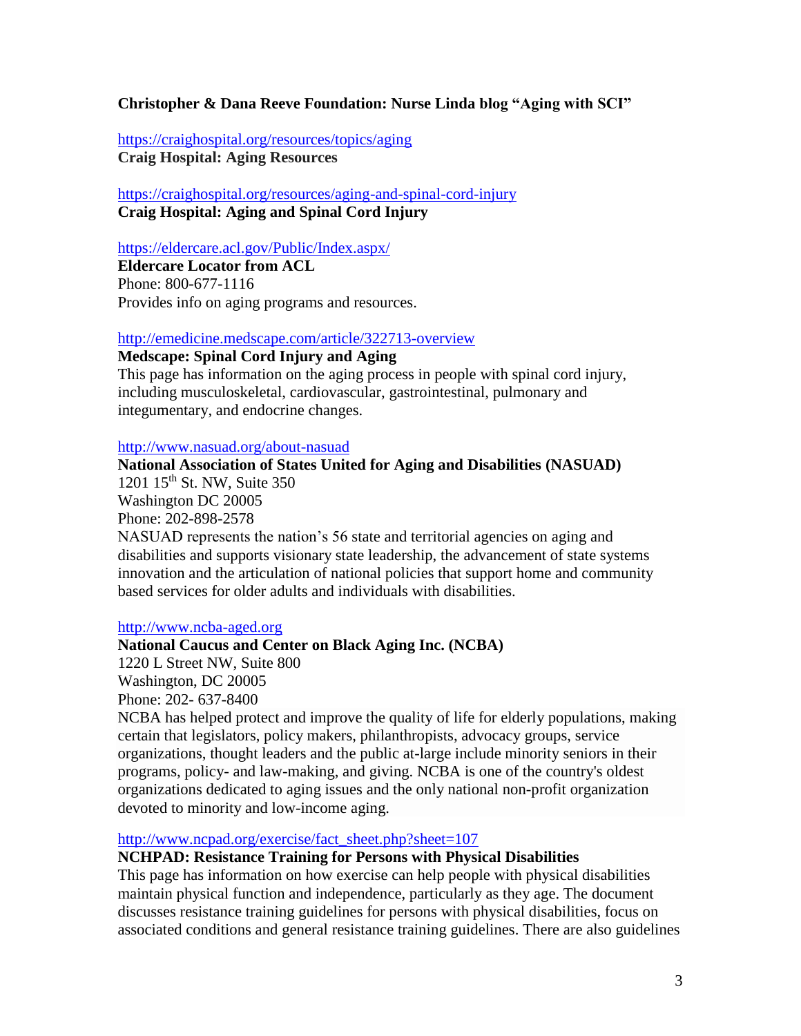**Christopher & Dana Reeve Foundation: Nurse Linda blog "Aging with SCI"**

https://craighospital.org/resources/topics/aging
**Craig Hospital: Aging Resources**

https://craighospital.org/resources/aging-and-spinal-cord-injury
**Craig Hospital: Aging and Spinal Cord Injury**

https://eldercare.acl.gov/Public/Index.aspx/
**Eldercare Locator from ACL**
Phone: 800-677-1116
Provides info on aging programs and resources.

http://emedicine.medscape.com/article/322713-overview
**Medscape: Spinal Cord Injury and Aging**
This page has information on the aging process in people with spinal cord injury, including musculoskeletal, cardiovascular, gastrointestinal, pulmonary and integumentary, and endocrine changes.

http://www.nasuad.org/about-nasuad
**National Association of States United for Aging and Disabilities (NASUAD)**
1201 15th St. NW, Suite 350
Washington DC 20005
Phone: 202-898-2578
NASUAD represents the nation's 56 state and territorial agencies on aging and disabilities and supports visionary state leadership, the advancement of state systems innovation and the articulation of national policies that support home and community based services for older adults and individuals with disabilities.

http://www.ncba-aged.org
**National Caucus and Center on Black Aging Inc. (NCBA)**
1220 L Street NW, Suite 800
Washington, DC 20005
Phone: 202- 637-8400
NCBA has helped protect and improve the quality of life for elderly populations, making certain that legislators, policy makers, philanthropists, advocacy groups, service organizations, thought leaders and the public at-large include minority seniors in their programs, policy- and law-making, and giving. NCBA is one of the country's oldest organizations dedicated to aging issues and the only national non-profit organization devoted to minority and low-income aging.

http://www.ncpad.org/exercise/fact_sheet.php?sheet=107
**NCHPAD: Resistance Training for Persons with Physical Disabilities**
This page has information on how exercise can help people with physical disabilities maintain physical function and independence, particularly as they age. The document discusses resistance training guidelines for persons with physical disabilities, focus on associated conditions and general resistance training guidelines. There are also guidelines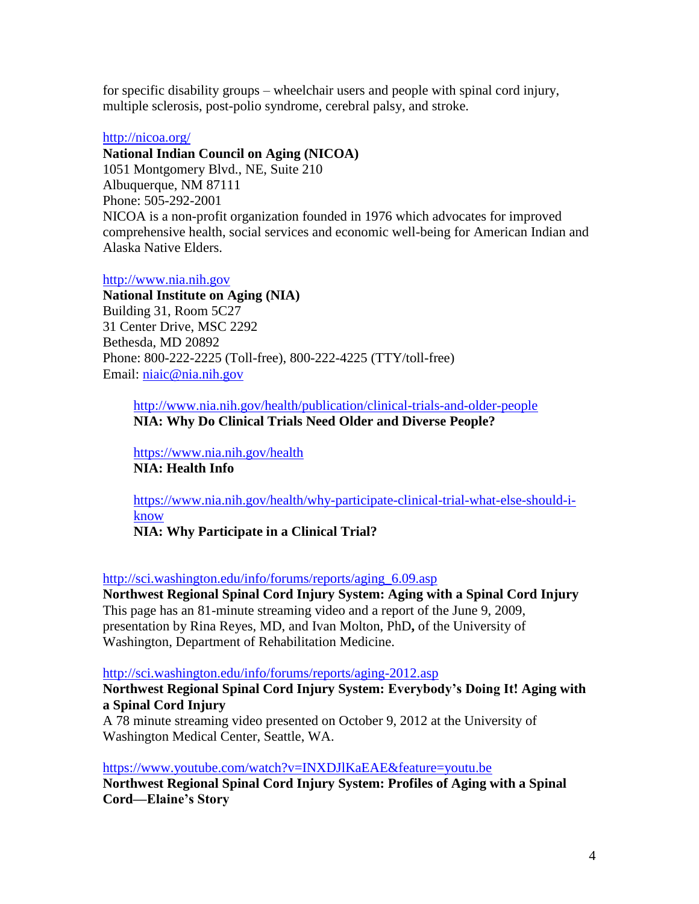for specific disability groups – wheelchair users and people with spinal cord injury, multiple sclerosis, post-polio syndrome, cerebral palsy, and stroke.

http://nicoa.org/
**National Indian Council on Aging (NICOA)**
1051 Montgomery Blvd., NE, Suite 210
Albuquerque, NM 87111
Phone: 505-292-2001
NICOA is a non-profit organization founded in 1976 which advocates for improved comprehensive health, social services and economic well-being for American Indian and Alaska Native Elders.

http://www.nia.nih.gov
**National Institute on Aging (NIA)**
Building 31, Room 5C27
31 Center Drive, MSC 2292
Bethesda, MD 20892
Phone: 800-222-2225 (Toll-free), 800-222-4225 (TTY/toll-free)
Email: niaic@nia.nih.gov

> http://www.nia.nih.gov/health/publication/clinical-trials-and-older-people
> **NIA: Why Do Clinical Trials Need Older and Diverse People?**
>
> https://www.nia.nih.gov/health
> **NIA: Health Info**
>
> https://www.nia.nih.gov/health/why-participate-clinical-trial-what-else-should-i-know
> **NIA: Why Participate in a Clinical Trial?**

http://sci.washington.edu/info/forums/reports/aging_6.09.asp
**Northwest Regional Spinal Cord Injury System: Aging with a Spinal Cord Injury**
This page has an 81-minute streaming video and a report of the June 9, 2009, presentation by Rina Reyes, MD, and Ivan Molton, PhD**,** of the University of Washington, Department of Rehabilitation Medicine.

http://sci.washington.edu/info/forums/reports/aging-2012.asp
**Northwest Regional Spinal Cord Injury System: Everybody's Doing It! Aging with a Spinal Cord Injury**
A 78 minute streaming video presented on October 9, 2012 at the University of Washington Medical Center, Seattle, WA.

https://www.youtube.com/watch?v=INXDJlKaEAE&feature=youtu.be
**Northwest Regional Spinal Cord Injury System: Profiles of Aging with a Spinal Cord—Elaine's Story**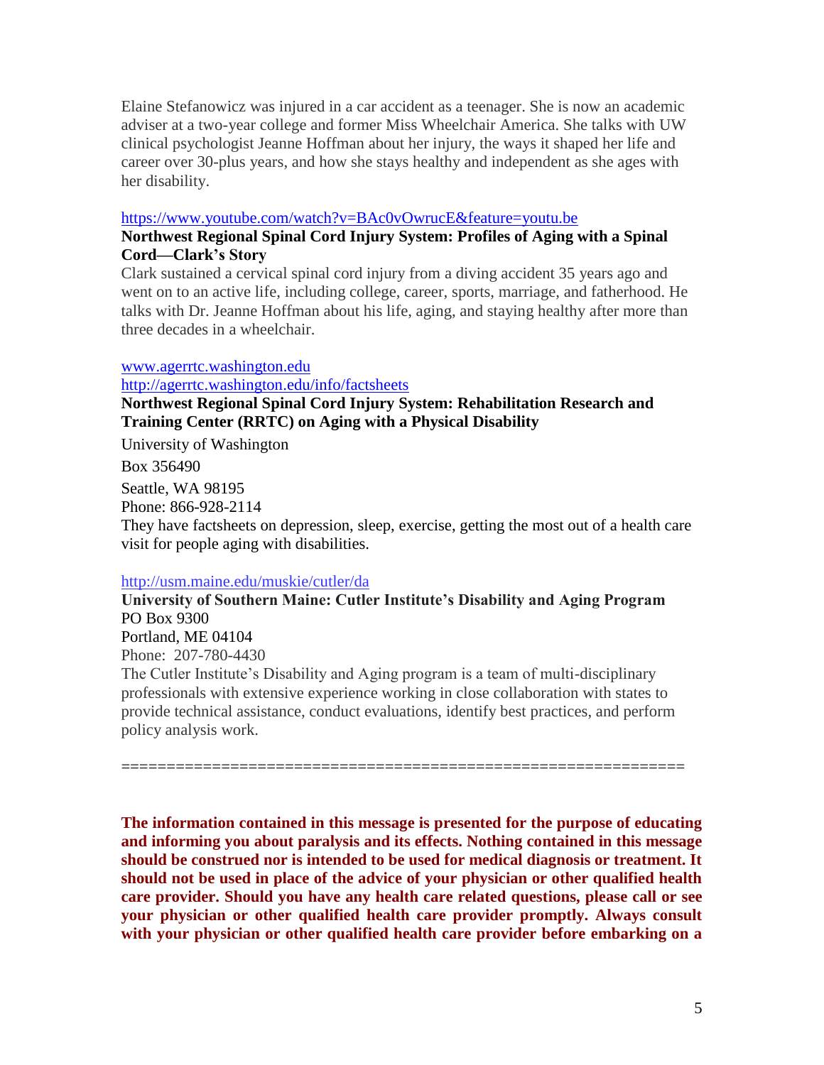Elaine Stefanowicz was injured in a car accident as a teenager. She is now an academic adviser at a two-year college and former Miss Wheelchair America. She talks with UW clinical psychologist Jeanne Hoffman about her injury, the ways it shaped her life and career over 30-plus years, and how she stays healthy and independent as she ages with her disability.

https://www.youtube.com/watch?v=BAc0vOwrucE&feature=youtu.be

**Northwest Regional Spinal Cord Injury System: Profiles of Aging with a Spinal Cord—Clark's Story**

Clark sustained a cervical spinal cord injury from a diving accident 35 years ago and went on to an active life, including college, career, sports, marriage, and fatherhood. He talks with Dr. Jeanne Hoffman about his life, aging, and staying healthy after more than three decades in a wheelchair.

www.agerrtc.washington.edu

http://agerrtc.washington.edu/info/factsheets

**Northwest Regional Spinal Cord Injury System: Rehabilitation Research and Training Center (RRTC) on Aging with a Physical Disability**

University of Washington

Box 356490

Seattle, WA 98195

Phone: 866-928-2114

They have factsheets on depression, sleep, exercise, getting the most out of a health care visit for people aging with disabilities.

http://usm.maine.edu/muskie/cutler/da

**University of Southern Maine: Cutler Institute's Disability and Aging Program**

PO Box 9300

Portland, ME 04104

Phone: 207-780-4430

The Cutler Institute's Disability and Aging program is a team of multi-disciplinary professionals with extensive experience working in close collaboration with states to provide technical assistance, conduct evaluations, identify best practices, and perform policy analysis work.

==============================================================

**The information contained in this message is presented for the purpose of educating and informing you about paralysis and its effects. Nothing contained in this message should be construed nor is intended to be used for medical diagnosis or treatment. It should not be used in place of the advice of your physician or other qualified health care provider. Should you have any health care related questions, please call or see your physician or other qualified health care provider promptly. Always consult with your physician or other qualified health care provider before embarking on a**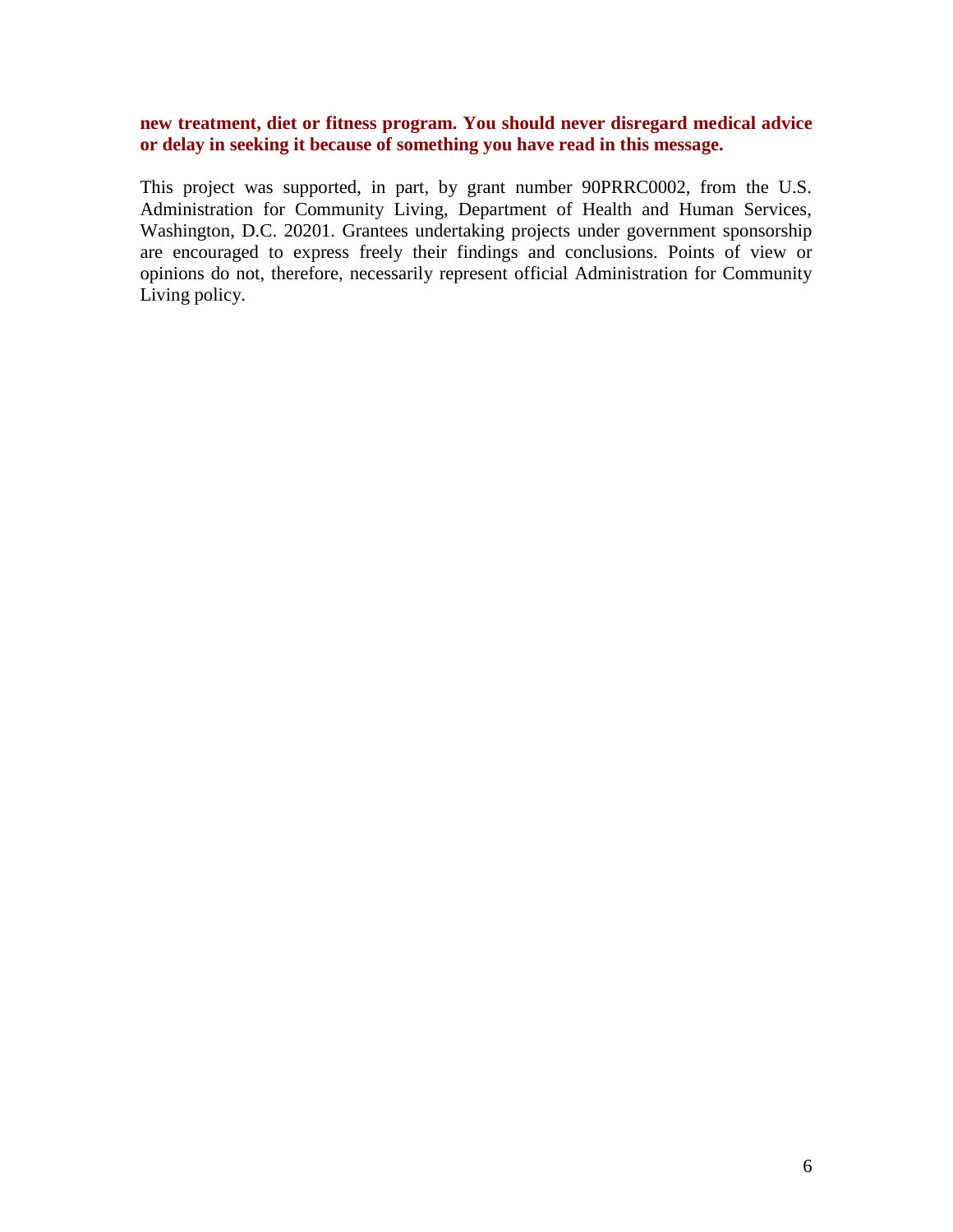**new treatment, diet or fitness program. You should never disregard medical advice or delay in seeking it because of something you have read in this message.**

This project was supported, in part, by grant number 90PRRC0002, from the U.S. Administration for Community Living, Department of Health and Human Services, Washington, D.C. 20201. Grantees undertaking projects under government sponsorship are encouraged to express freely their findings and conclusions. Points of view or opinions do not, therefore, necessarily represent official Administration for Community Living policy.